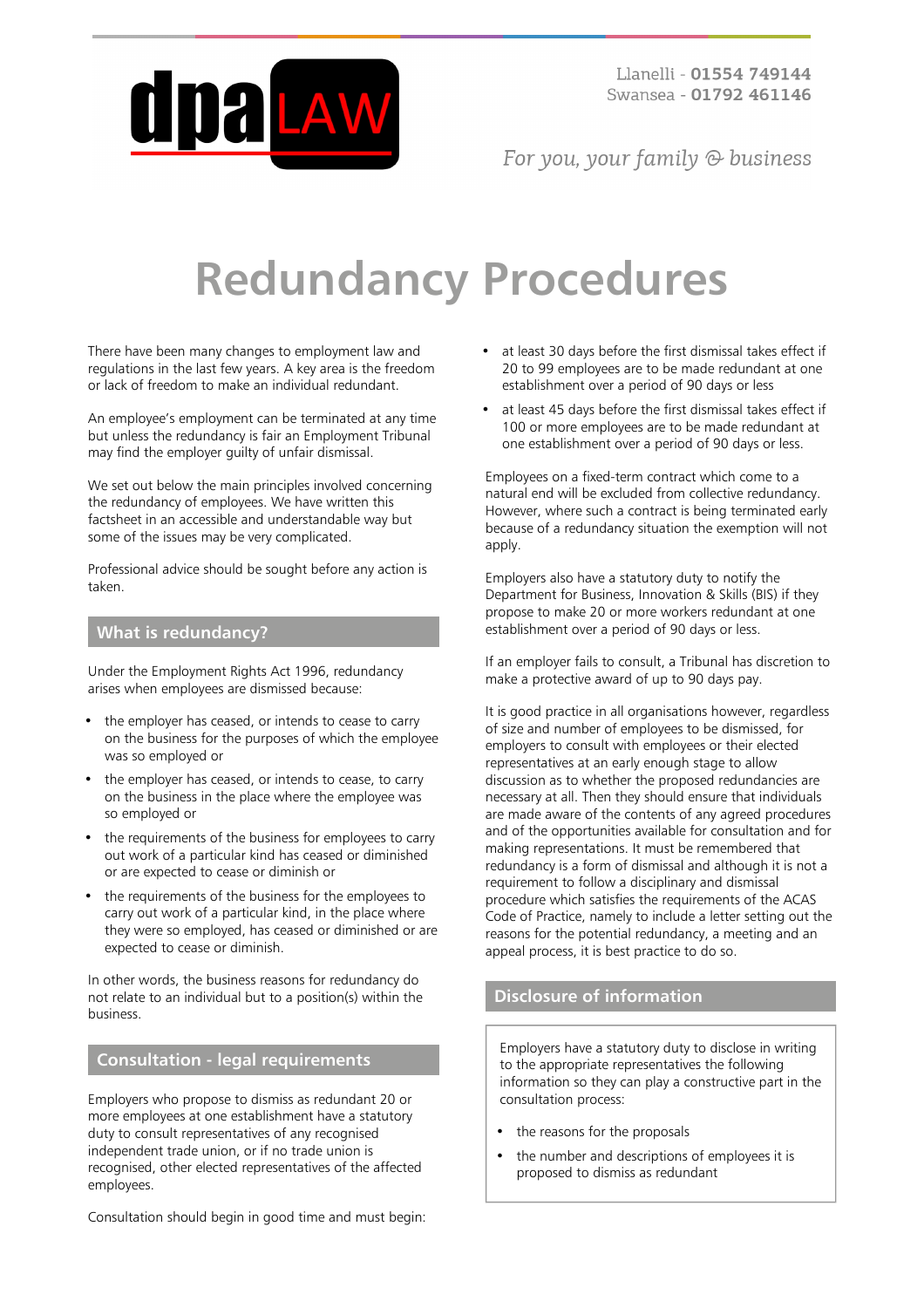dpa LAW

Llanelli - **01554 749144**
Swansea - **01792 461146**

*For you, your family & business*

# Redundancy Procedures

There have been many changes to employment law and regulations in the last few years. A key area is the freedom or lack of freedom to make an individual redundant.

An employee's employment can be terminated at any time but unless the redundancy is fair an Employment Tribunal may find the employer guilty of unfair dismissal.

We set out below the main principles involved concerning the redundancy of employees. We have written this factsheet in an accessible and understandable way but some of the issues may be very complicated.

Professional advice should be sought before any action is taken.

## What is redundancy?

Under the Employment Rights Act 1996, redundancy arises when employees are dismissed because:

- the employer has ceased, or intends to cease to carry on the business for the purposes of which the employee was so employed or
- the employer has ceased, or intends to cease, to carry on the business in the place where the employee was so employed or
- the requirements of the business for employees to carry out work of a particular kind has ceased or diminished or are expected to cease or diminish or
- the requirements of the business for the employees to carry out work of a particular kind, in the place where they were so employed, has ceased or diminished or are expected to cease or diminish.

In other words, the business reasons for redundancy do not relate to an individual but to a position(s) within the business.

## Consultation - legal requirements

Employers who propose to dismiss as redundant 20 or more employees at one establishment have a statutory duty to consult representatives of any recognised independent trade union, or if no trade union is recognised, other elected representatives of the affected employees.

Consultation should begin in good time and must begin:

- at least 30 days before the first dismissal takes effect if 20 to 99 employees are to be made redundant at one establishment over a period of 90 days or less
- at least 45 days before the first dismissal takes effect if 100 or more employees are to be made redundant at one establishment over a period of 90 days or less.

Employees on a fixed-term contract which come to a natural end will be excluded from collective redundancy. However, where such a contract is being terminated early because of a redundancy situation the exemption will not apply.

Employers also have a statutory duty to notify the Department for Business, Innovation & Skills (BIS) if they propose to make 20 or more workers redundant at one establishment over a period of 90 days or less.

If an employer fails to consult, a Tribunal has discretion to make a protective award of up to 90 days pay.

It is good practice in all organisations however, regardless of size and number of employees to be dismissed, for employers to consult with employees or their elected representatives at an early enough stage to allow discussion as to whether the proposed redundancies are necessary at all. Then they should ensure that individuals are made aware of the contents of any agreed procedures and of the opportunities available for consultation and for making representations. It must be remembered that redundancy is a form of dismissal and although it is not a requirement to follow a disciplinary and dismissal procedure which satisfies the requirements of the ACAS Code of Practice, namely to include a letter setting out the reasons for the potential redundancy, a meeting and an appeal process, it is best practice to do so.

## Disclosure of information

Employers have a statutory duty to disclose in writing to the appropriate representatives the following information so they can play a constructive part in the consultation process:

- the reasons for the proposals
- the number and descriptions of employees it is proposed to dismiss as redundant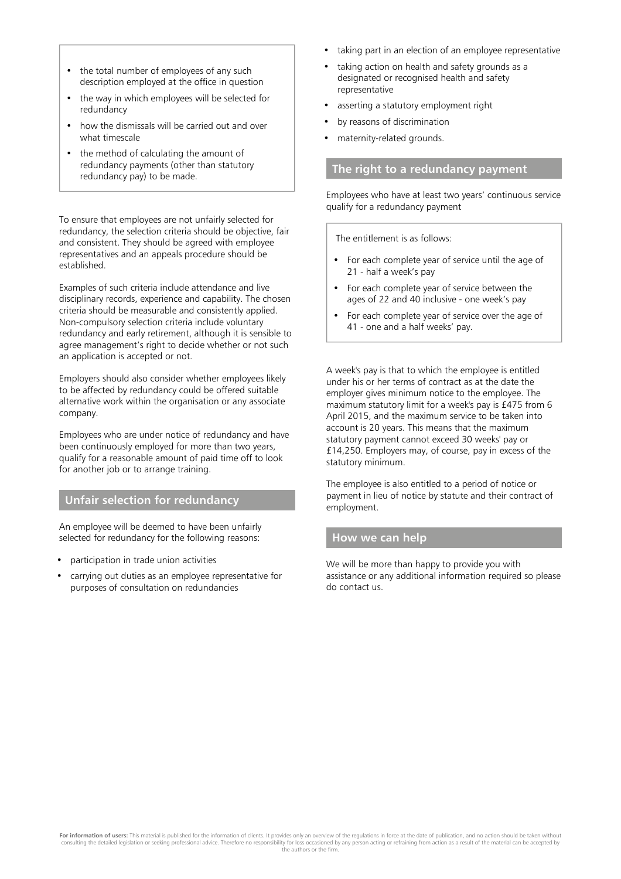- the total number of employees of any such description employed at the office in question
- the way in which employees will be selected for redundancy
- how the dismissals will be carried out and over what timescale
- the method of calculating the amount of redundancy payments (other than statutory redundancy pay) to be made.

To ensure that employees are not unfairly selected for redundancy, the selection criteria should be objective, fair and consistent. They should be agreed with employee representatives and an appeals procedure should be established.

Examples of such criteria include attendance and live disciplinary records, experience and capability. The chosen criteria should be measurable and consistently applied. Non-compulsory selection criteria include voluntary redundancy and early retirement, although it is sensible to agree management's right to decide whether or not such an application is accepted or not.

Employers should also consider whether employees likely to be affected by redundancy could be offered suitable alternative work within the organisation or any associate company.

Employees who are under notice of redundancy and have been continuously employed for more than two years, qualify for a reasonable amount of paid time off to look for another job or to arrange training.

## Unfair selection for redundancy

An employee will be deemed to have been unfairly selected for redundancy for the following reasons:

- participation in trade union activities
- carrying out duties as an employee representative for purposes of consultation on redundancies
- taking part in an election of an employee representative
- taking action on health and safety grounds as a designated or recognised health and safety representative
- asserting a statutory employment right
- by reasons of discrimination
- maternity-related grounds.

## The right to a redundancy payment

Employees who have at least two years' continuous service qualify for a redundancy payment

The entitlement is as follows:

- For each complete year of service until the age of 21 - half a week's pay
- For each complete year of service between the ages of 22 and 40 inclusive - one week's pay
- For each complete year of service over the age of 41 - one and a half weeks' pay.

A week's pay is that to which the employee is entitled under his or her terms of contract as at the date the employer gives minimum notice to the employee. The maximum statutory limit for a week's pay is £475 from 6 April 2015, and the maximum service to be taken into account is 20 years. This means that the maximum statutory payment cannot exceed 30 weeks' pay or £14,250. Employers may, of course, pay in excess of the statutory minimum.

The employee is also entitled to a period of notice or payment in lieu of notice by statute and their contract of employment.

## How we can help

We will be more than happy to provide you with assistance or any additional information required so please do contact us.

**For information of users:** This material is published for the information of clients. It provides only an overview of the regulations in force at the date of publication, and no action should be taken without consulting the detailed legislation or seeking professional advice. Therefore no responsibility for loss occasioned by any person acting or refraining from action as a result of the material can be accepted by the authors or the firm.